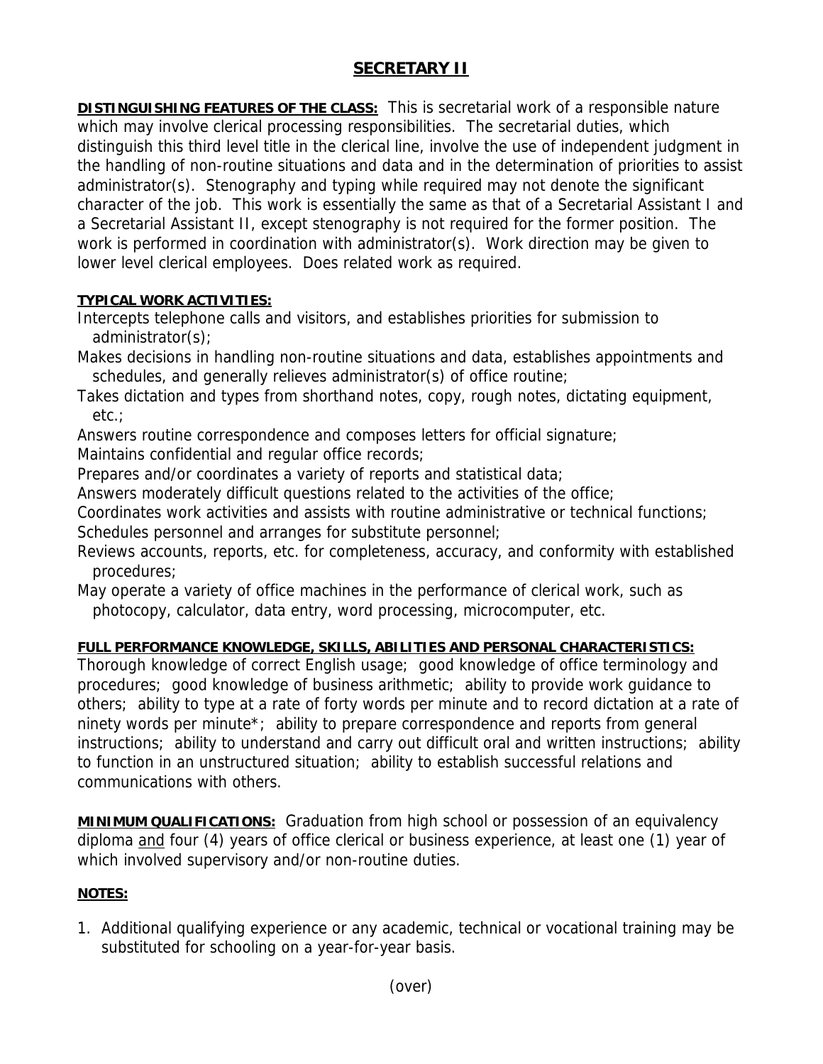# SECRETARY II

**DISTINGUISHING FEATURES OF THE CLASS:** This is secretarial work of a responsible nature which may involve clerical processing responsibilities. The secretarial duties, which distinguish this third level title in the clerical line, involve the use of independent judgment in the handling of non-routine situations and data and in the determination of priorities to assist administrator(s). Stenography and typing while required may not denote the significant character of the job. This work is essentially the same as that of a Secretarial Assistant I and a Secretarial Assistant II, except stenography is not required for the former position. The work is performed in coordination with administrator(s). Work direction may be given to lower level clerical employees. Does related work as required.

**TYPICAL WORK ACTIVITIES:**

Intercepts telephone calls and visitors, and establishes priorities for submission to administrator(s);
Makes decisions in handling non-routine situations and data, establishes appointments and schedules, and generally relieves administrator(s) of office routine;
Takes dictation and types from shorthand notes, copy, rough notes, dictating equipment, etc.;
Answers routine correspondence and composes letters for official signature;
Maintains confidential and regular office records;
Prepares and/or coordinates a variety of reports and statistical data;
Answers moderately difficult questions related to the activities of the office;
Coordinates work activities and assists with routine administrative or technical functions;
Schedules personnel and arranges for substitute personnel;
Reviews accounts, reports, etc. for completeness, accuracy, and conformity with established procedures;
May operate a variety of office machines in the performance of clerical work, such as photocopy, calculator, data entry, word processing, microcomputer, etc.

**FULL PERFORMANCE KNOWLEDGE, SKILLS, ABILITIES AND PERSONAL CHARACTERISTICS:**
Thorough knowledge of correct English usage; good knowledge of office terminology and procedures; good knowledge of business arithmetic; ability to provide work guidance to others; ability to type at a rate of forty words per minute and to record dictation at a rate of ninety words per minute*; ability to prepare correspondence and reports from general instructions; ability to understand and carry out difficult oral and written instructions; ability to function in an unstructured situation; ability to establish successful relations and communications with others.

**MINIMUM QUALIFICATIONS:** Graduation from high school or possession of an equivalency diploma <u>and</u> four (4) years of office clerical or business experience, at least one (1) year of which involved supervisory and/or non-routine duties.

**NOTES:**

1. Additional qualifying experience or any academic, technical or vocational training may be substituted for schooling on a year-for-year basis.

(over)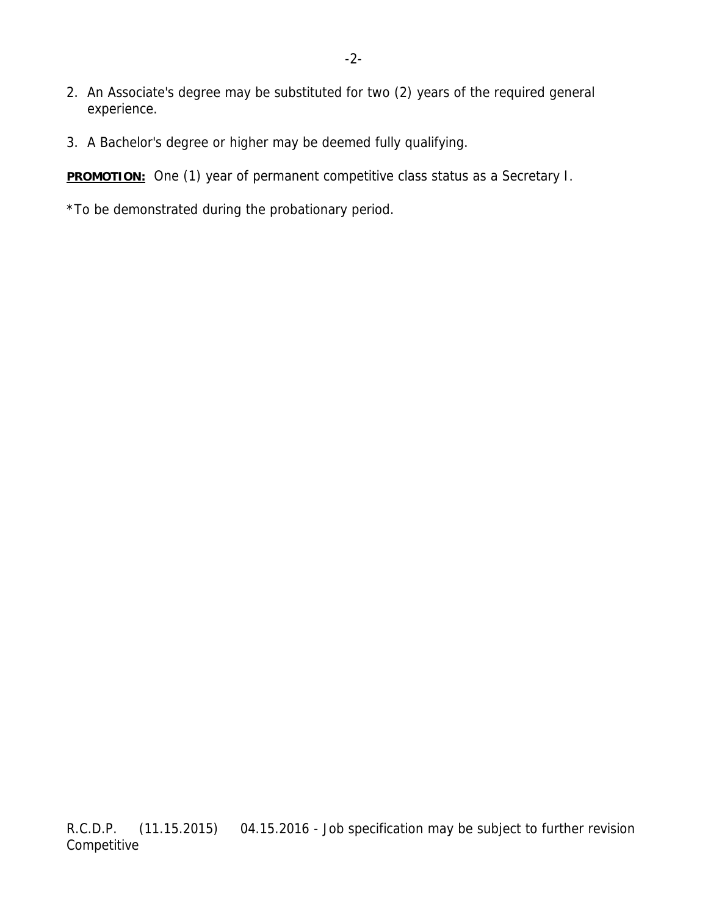2. An Associate's degree may be substituted for two (2) years of the required general experience.

3. A Bachelor's degree or higher may be deemed fully qualifying.

**PROMOTION:** One (1) year of permanent competitive class status as a Secretary I.

*To be demonstrated during the probationary period.

R.C.D.P. (11.15.2015) 04.15.2016 - Job specification may be subject to further revision
Competitive